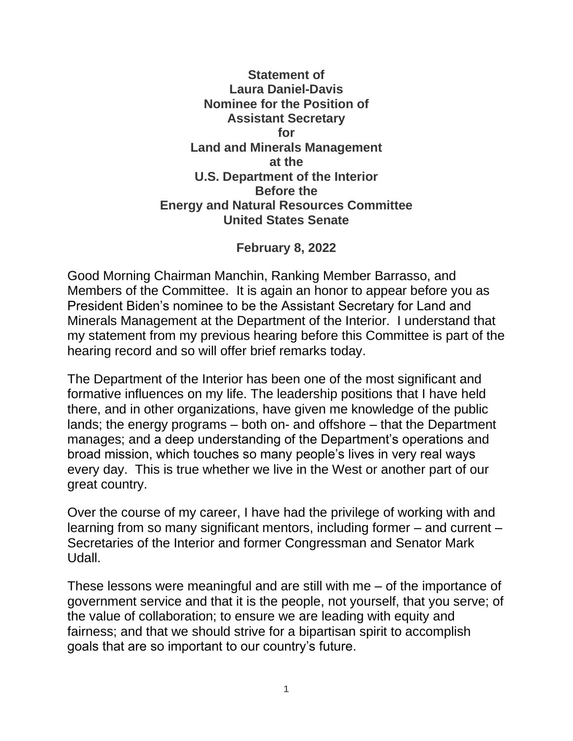**Statement of**
**Laura Daniel-Davis**
**Nominee for the Position of**
**Assistant Secretary**
**for**
**Land and Minerals Management**
**at the**
**U.S. Department of the Interior**
**Before the**
**Energy and Natural Resources Committee**
**United States Senate**

**February 8, 2022**

Good Morning Chairman Manchin, Ranking Member Barrasso, and Members of the Committee. It is again an honor to appear before you as President Biden's nominee to be the Assistant Secretary for Land and Minerals Management at the Department of the Interior. I understand that my statement from my previous hearing before this Committee is part of the hearing record and so will offer brief remarks today.

The Department of the Interior has been one of the most significant and formative influences on my life. The leadership positions that I have held there, and in other organizations, have given me knowledge of the public lands; the energy programs – both on- and offshore – that the Department manages; and a deep understanding of the Department's operations and broad mission, which touches so many people's lives in very real ways every day. This is true whether we live in the West or another part of our great country.

Over the course of my career, I have had the privilege of working with and learning from so many significant mentors, including former – and current – Secretaries of the Interior and former Congressman and Senator Mark Udall.

These lessons were meaningful and are still with me – of the importance of government service and that it is the people, not yourself, that you serve; of the value of collaboration; to ensure we are leading with equity and fairness; and that we should strive for a bipartisan spirit to accomplish goals that are so important to our country's future.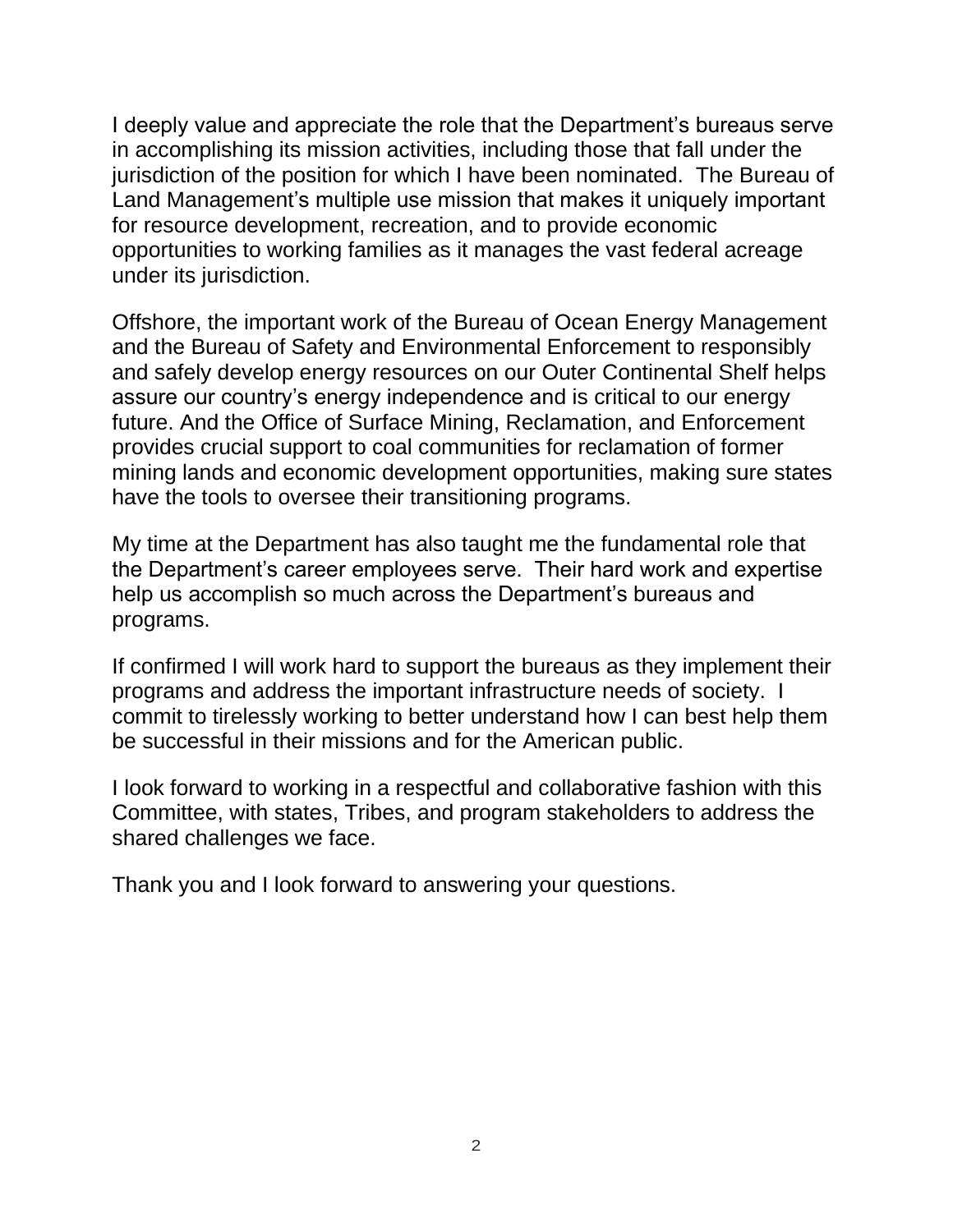I deeply value and appreciate the role that the Department's bureaus serve in accomplishing its mission activities, including those that fall under the jurisdiction of the position for which I have been nominated. The Bureau of Land Management's multiple use mission that makes it uniquely important for resource development, recreation, and to provide economic opportunities to working families as it manages the vast federal acreage under its jurisdiction.

Offshore, the important work of the Bureau of Ocean Energy Management and the Bureau of Safety and Environmental Enforcement to responsibly and safely develop energy resources on our Outer Continental Shelf helps assure our country's energy independence and is critical to our energy future. And the Office of Surface Mining, Reclamation, and Enforcement provides crucial support to coal communities for reclamation of former mining lands and economic development opportunities, making sure states have the tools to oversee their transitioning programs.

My time at the Department has also taught me the fundamental role that the Department's career employees serve. Their hard work and expertise help us accomplish so much across the Department's bureaus and programs.

If confirmed I will work hard to support the bureaus as they implement their programs and address the important infrastructure needs of society. I commit to tirelessly working to better understand how I can best help them be successful in their missions and for the American public.

I look forward to working in a respectful and collaborative fashion with this Committee, with states, Tribes, and program stakeholders to address the shared challenges we face.

Thank you and I look forward to answering your questions.